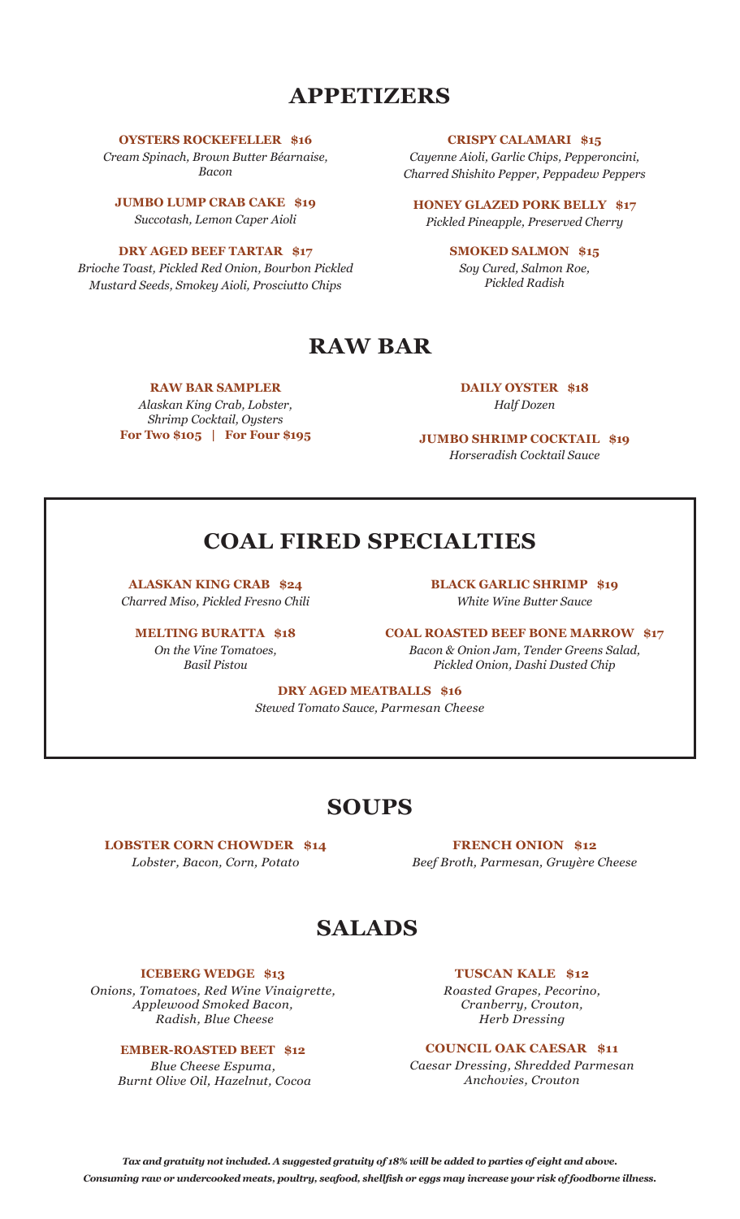# APPETIZERS

**OYSTERS ROCKEFELLER $16**
*Cream Spinach, Brown Butter Béarnaise, Bacon*

**JUMBO LUMP CRAB CAKE $19**
*Succotash, Lemon Caper Aioli*

**DRY AGED BEEF TARTAR $17**
*Brioche Toast, Pickled Red Onion, Bourbon Pickled Mustard Seeds, Smokey Aioli, Prosciutto Chips*

**CRISPY CALAMARI $15**
*Cayenne Aioli, Garlic Chips, Pepperoncini, Charred Shishito Pepper, Peppadew Peppers*

**HONEY GLAZED PORK BELLY $17**
*Pickled Pineapple, Preserved Cherry*

**SMOKED SALMON $15**
*Soy Cured, Salmon Roe, Pickled Radish*

# RAW BAR

**RAW BAR SAMPLER**
*Alaskan King Crab, Lobster, Shrimp Cocktail, Oysters*
**For Two $105 | For Four $195**

**DAILY OYSTER $18**
*Half Dozen*

**JUMBO SHRIMP COCKTAIL $19**
*Horseradish Cocktail Sauce*

# COAL FIRED SPECIALTIES

**ALASKAN KING CRAB $24**
*Charred Miso, Pickled Fresno Chili*

**MELTING BURATTA $18**
*On the Vine Tomatoes, Basil Pistou*

**BLACK GARLIC SHRIMP $19**
*White Wine Butter Sauce*

**COAL ROASTED BEEF BONE MARROW $17**
*Bacon & Onion Jam, Tender Greens Salad, Pickled Onion, Dashi Dusted Chip*

**DRY AGED MEATBALLS $16**
*Stewed Tomato Sauce, Parmesan Cheese*

# SOUPS

**LOBSTER CORN CHOWDER $14**
*Lobster, Bacon, Corn, Potato*

**FRENCH ONION $12**
*Beef Broth, Parmesan, Gruyère Cheese*

# SALADS

**ICEBERG WEDGE $13**
*Onions, Tomatoes, Red Wine Vinaigrette, Applewood Smoked Bacon, Radish, Blue Cheese*

**EMBER-ROASTED BEET $12**
*Blue Cheese Espuma, Burnt Olive Oil, Hazelnut, Cocoa*

**TUSCAN KALE $12**
*Roasted Grapes, Pecorino, Cranberry, Crouton, Herb Dressing*

**COUNCIL OAK CAESAR $11**
*Caesar Dressing, Shredded Parmesan Anchovies, Crouton*

***Tax and gratuity not included. A suggested gratuity of 18% will be added to parties of eight and above.***
***Consuming raw or undercooked meats, poultry, seafood, shellfish or eggs may increase your risk of foodborne illness.***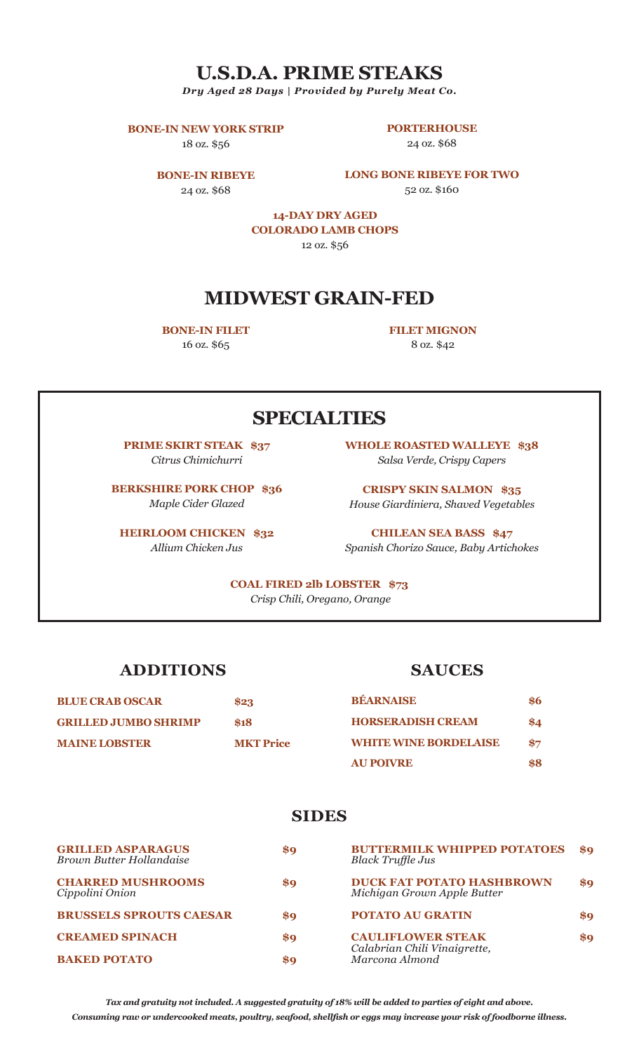# U.S.D.A. PRIME STEAKS

***Dry Aged 28 Days | Provided by Purely Meat Co.***

**BONE-IN NEW YORK STRIP**
18 oz. $56

**PORTERHOUSE**
24 oz. $68

**BONE-IN RIBEYE**
24 oz. $68

**LONG BONE RIBEYE FOR TWO**
52 oz. $160

**14-DAY DRY AGED COLORADO LAMB CHOPS**
12 oz. $56

# MIDWEST GRAIN-FED

**BONE-IN FILET**
16 oz. $65

**FILET MIGNON**
8 oz. $42

# SPECIALTIES

**PRIME SKIRT STEAK $37**
*Citrus Chimichurri*

**WHOLE ROASTED WALLEYE $38**
*Salsa Verde, Crispy Capers*

**BERKSHIRE PORK CHOP $36**
*Maple Cider Glazed*

**CRISPY SKIN SALMON $35**
*House Giardiniera, Shaved Vegetables*

**HEIRLOOM CHICKEN $32**
*Allium Chicken Jus*

**CHILEAN SEA BASS $47**
*Spanish Chorizo Sauce, Baby Artichokes*

**COAL FIRED 2lb LOBSTER $73**
*Crisp Chili, Oregano, Orange*

## ADDITIONS

| | |
|---|---|
| **BLUE CRAB OSCAR** | **$23** |
| **GRILLED JUMBO SHRIMP** | **$18** |
| **MAINE LOBSTER** | **MKT Price** |

## SAUCES

| | |
|---|---|
| **BÉARNAISE** | **$6** |
| **HORSERADISH CREAM** | **$4** |
| **WHITE WINE BORDELAISE** | **$7** |
| **AU POIVRE** | **$8** |

## SIDES

| | |
|---|---|
| **GRILLED ASPARAGUS** *Brown Butter Hollandaise* | **$9** |
| **CHARRED MUSHROOMS** *Cippolini Onion* | **$9** |
| **BRUSSELS SPROUTS CAESAR** | **$9** |
| **CREAMED SPINACH** | **$9** |
| **BAKED POTATO** | **$9** |
| **BUTTERMILK WHIPPED POTATOES** *Black Truffle Jus* | **$9** |
| **DUCK FAT POTATO HASHBROWN** *Michigan Grown Apple Butter* | **$9** |
| **POTATO AU GRATIN** | **$9** |
| **CAULIFLOWER STEAK** *Calabrian Chili Vinaigrette, Marcona Almond* | **$9** |

***Tax and gratuity not included. A suggested gratuity of 18% will be added to parties of eight and above.***

***Consuming raw or undercooked meats, poultry, seafood, shellfish or eggs may increase your risk of foodborne illness.***